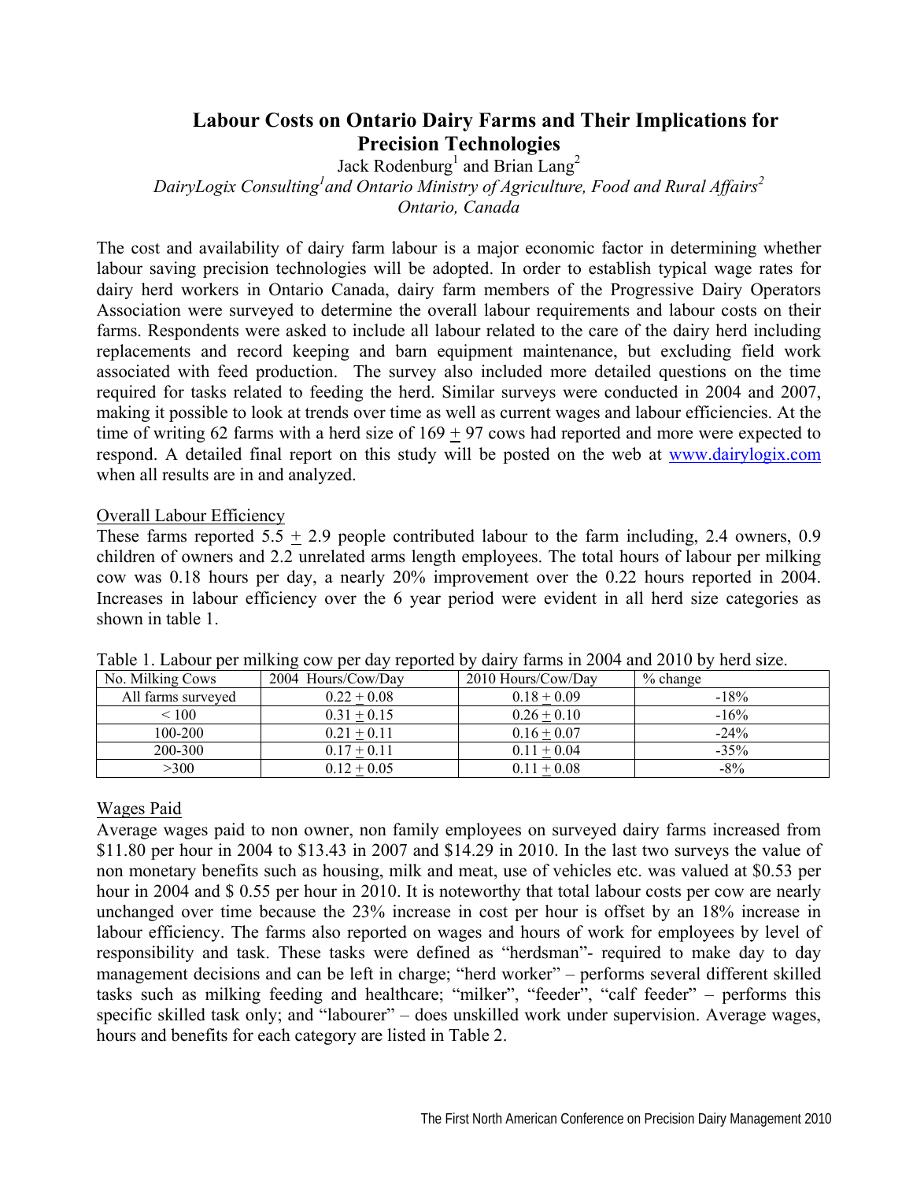# Labour Costs on Ontario Dairy Farms and Their Implications for Precision Technologies

Jack Rodenburg[1] and Brian Lang[2]

*DairyLogix Consulting[1] and Ontario Ministry of Agriculture, Food and Rural Affairs[2]*

*Ontario, Canada*

The cost and availability of dairy farm labour is a major economic factor in determining whether labour saving precision technologies will be adopted. In order to establish typical wage rates for dairy herd workers in Ontario Canada, dairy farm members of the Progressive Dairy Operators Association were surveyed to determine the overall labour requirements and labour costs on their farms. Respondents were asked to include all labour related to the care of the dairy herd including replacements and record keeping and barn equipment maintenance, but excluding field work associated with feed production. The survey also included more detailed questions on the time required for tasks related to feeding the herd. Similar surveys were conducted in 2004 and 2007, making it possible to look at trends over time as well as current wages and labour efficiencies. At the time of writing 62 farms with a herd size of 169 $\pm$ 97 cows had reported and more were expected to respond. A detailed final report on this study will be posted on the web at www.dairylogix.com when all results are in and analyzed.

## Overall Labour Efficiency

These farms reported 5.5 $\pm$ 2.9 people contributed labour to the farm including, 2.4 owners, 0.9 children of owners and 2.2 unrelated arms length employees. The total hours of labour per milking cow was 0.18 hours per day, a nearly 20% improvement over the 0.22 hours reported in 2004. Increases in labour efficiency over the 6 year period were evident in all herd size categories as shown in table 1.

Table 1. Labour per milking cow per day reported by dairy farms in 2004 and 2010 by herd size.

| No. Milking Cows | 2004 Hours/Cow/Day | 2010 Hours/Cow/Day | % change |
|---|---|---|---|
| All farms surveyed | 0.22 $\pm$ 0.08 | 0.18 $\pm$ 0.09 | -18% |
| < 100 | 0.31 $\pm$ 0.15 | 0.26 $\pm$ 0.10 | -16% |
| 100-200 | 0.21 $\pm$ 0.11 | 0.16 $\pm$ 0.07 | -24% |
| 200-300 | 0.17 $\pm$ 0.11 | 0.11 $\pm$ 0.04 | -35% |
| >300 | 0.12 $\pm$ 0.05 | 0.11 $\pm$ 0.08 | -8% |

## Wages Paid

Average wages paid to non owner, non family employees on surveyed dairy farms increased from \$11.80 per hour in 2004 to \$13.43 in 2007 and \$14.29 in 2010. In the last two surveys the value of non monetary benefits such as housing, milk and meat, use of vehicles etc. was valued at \$0.53 per hour in 2004 and \$ 0.55 per hour in 2010. It is noteworthy that total labour costs per cow are nearly unchanged over time because the 23% increase in cost per hour is offset by an 18% increase in labour efficiency. The farms also reported on wages and hours of work for employees by level of responsibility and task. These tasks were defined as "herdsman"- required to make day to day management decisions and can be left in charge; "herd worker" – performs several different skilled tasks such as milking feeding and healthcare; "milker", "feeder", "calf feeder" – performs this specific skilled task only; and "labourer" – does unskilled work under supervision. Average wages, hours and benefits for each category are listed in Table 2.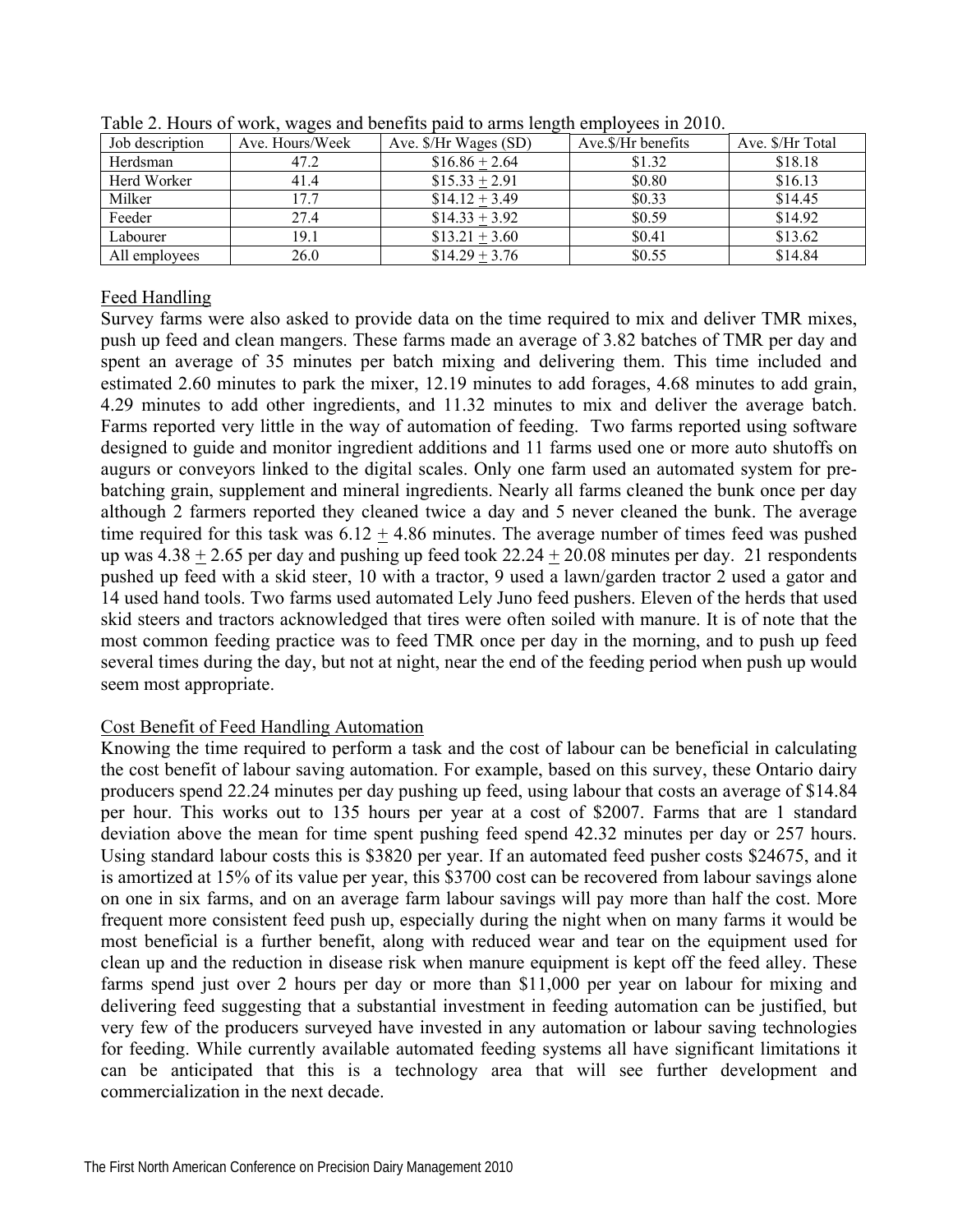Table 2. Hours of work, wages and benefits paid to arms length employees in 2010.

| Job description | Ave. Hours/Week | Ave. $/Hr Wages (SD) | Ave.$/Hr benefits | Ave. $/Hr Total |
|---|---|---|---|---|
| Herdsman | 47.2 | $16.86 ± 2.64 | $1.32 | $18.18 |
| Herd Worker | 41.4 | $15.33 ± 2.91 | $0.80 | $16.13 |
| Milker | 17.7 | $14.12 ± 3.49 | $0.33 | $14.45 |
| Feeder | 27.4 | $14.33 ± 3.92 | $0.59 | $14.92 |
| Labourer | 19.1 | $13.21 ± 3.60 | $0.41 | $13.62 |
| All employees | 26.0 | $14.29 ± 3.76 | $0.55 | $14.84 |

## Feed Handling

Survey farms were also asked to provide data on the time required to mix and deliver TMR mixes, push up feed and clean mangers. These farms made an average of 3.82 batches of TMR per day and spent an average of 35 minutes per batch mixing and delivering them. This time included and estimated 2.60 minutes to park the mixer, 12.19 minutes to add forages, 4.68 minutes to add grain, 4.29 minutes to add other ingredients, and 11.32 minutes to mix and deliver the average batch. Farms reported very little in the way of automation of feeding. Two farms reported using software designed to guide and monitor ingredient additions and 11 farms used one or more auto shutoffs on augurs or conveyors linked to the digital scales. Only one farm used an automated system for pre-batching grain, supplement and mineral ingredients. Nearly all farms cleaned the bunk once per day although 2 farmers reported they cleaned twice a day and 5 never cleaned the bunk. The average time required for this task was 6.12 ± 4.86 minutes. The average number of times feed was pushed up was 4.38 ± 2.65 per day and pushing up feed took 22.24 ± 20.08 minutes per day. 21 respondents pushed up feed with a skid steer, 10 with a tractor, 9 used a lawn/garden tractor 2 used a gator and 14 used hand tools. Two farms used automated Lely Juno feed pushers. Eleven of the herds that used skid steers and tractors acknowledged that tires were often soiled with manure. It is of note that the most common feeding practice was to feed TMR once per day in the morning, and to push up feed several times during the day, but not at night, near the end of the feeding period when push up would seem most appropriate.

## Cost Benefit of Feed Handling Automation

Knowing the time required to perform a task and the cost of labour can be beneficial in calculating the cost benefit of labour saving automation. For example, based on this survey, these Ontario dairy producers spend 22.24 minutes per day pushing up feed, using labour that costs an average of $14.84 per hour. This works out to 135 hours per year at a cost of $2007. Farms that are 1 standard deviation above the mean for time spent pushing feed spend 42.32 minutes per day or 257 hours. Using standard labour costs this is $3820 per year. If an automated feed pusher costs $24675, and it is amortized at 15% of its value per year, this $3700 cost can be recovered from labour savings alone on one in six farms, and on an average farm labour savings will pay more than half the cost. More frequent more consistent feed push up, especially during the night when on many farms it would be most beneficial is a further benefit, along with reduced wear and tear on the equipment used for clean up and the reduction in disease risk when manure equipment is kept off the feed alley. These farms spend just over 2 hours per day or more than $11,000 per year on labour for mixing and delivering feed suggesting that a substantial investment in feeding automation can be justified, but very few of the producers surveyed have invested in any automation or labour saving technologies for feeding. While currently available automated feeding systems all have significant limitations it can be anticipated that this is a technology area that will see further development and commercialization in the next decade.